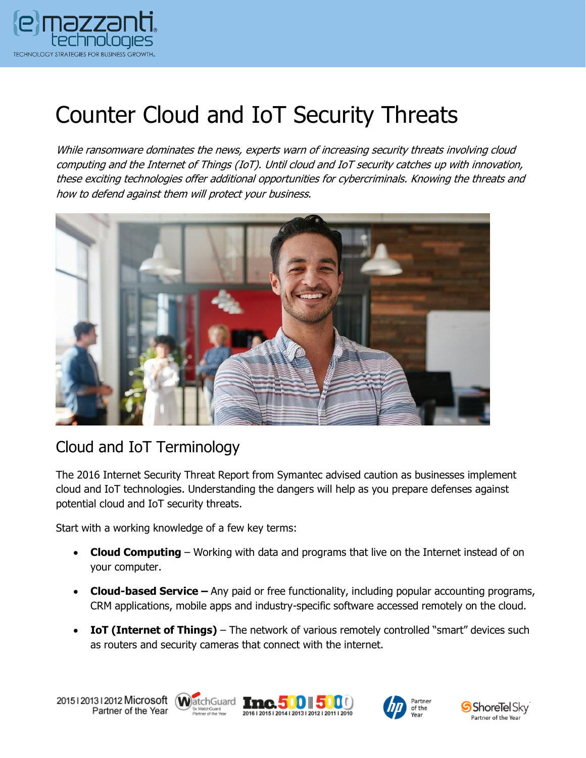# Counter Cloud and IoT Security Threats

*While ransomware dominates the news, experts warn of increasing security threats involving cloud computing and the Internet of Things (IoT). Until cloud and IoT security catches up with innovation, these exciting technologies offer additional opportunities for cybercriminals. Knowing the threats and how to defend against them will protect your business.*

## Cloud and IoT Terminology

The 2016 Internet Security Threat Report from Symantec advised caution as businesses implement cloud and IoT technologies. Understanding the dangers will help as you prepare defenses against potential cloud and IoT security threats.

Start with a working knowledge of a few key terms:

- **Cloud Computing** – Working with data and programs that live on the Internet instead of on your computer.
- **Cloud-based Service –** Any paid or free functionality, including popular accounting programs, CRM applications, mobile apps and industry-specific software accessed remotely on the cloud.
- **IoT (Internet of Things)** – The network of various remotely controlled "smart" devices such as routers and security cameras that connect with the internet.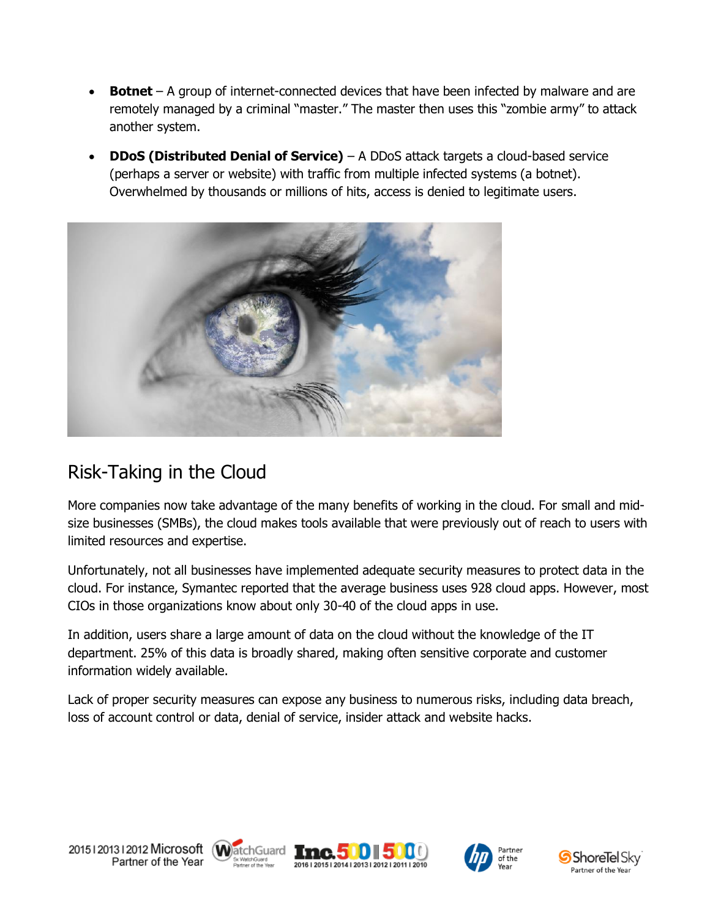- **Botnet** – A group of internet-connected devices that have been infected by malware and are remotely managed by a criminal "master." The master then uses this "zombie army" to attack another system.
- **DDoS (Distributed Denial of Service)** – A DDoS attack targets a cloud-based service (perhaps a server or website) with traffic from multiple infected systems (a botnet). Overwhelmed by thousands or millions of hits, access is denied to legitimate users.

## Risk-Taking in the Cloud

More companies now take advantage of the many benefits of working in the cloud. For small and mid-size businesses (SMBs), the cloud makes tools available that were previously out of reach to users with limited resources and expertise.

Unfortunately, not all businesses have implemented adequate security measures to protect data in the cloud. For instance, Symantec reported that the average business uses 928 cloud apps. However, most CIOs in those organizations know about only 30-40 of the cloud apps in use.

In addition, users share a large amount of data on the cloud without the knowledge of the IT department. 25% of this data is broadly shared, making often sensitive corporate and customer information widely available.

Lack of proper security measures can expose any business to numerous risks, including data breach, loss of account control or data, denial of service, insider attack and website hacks.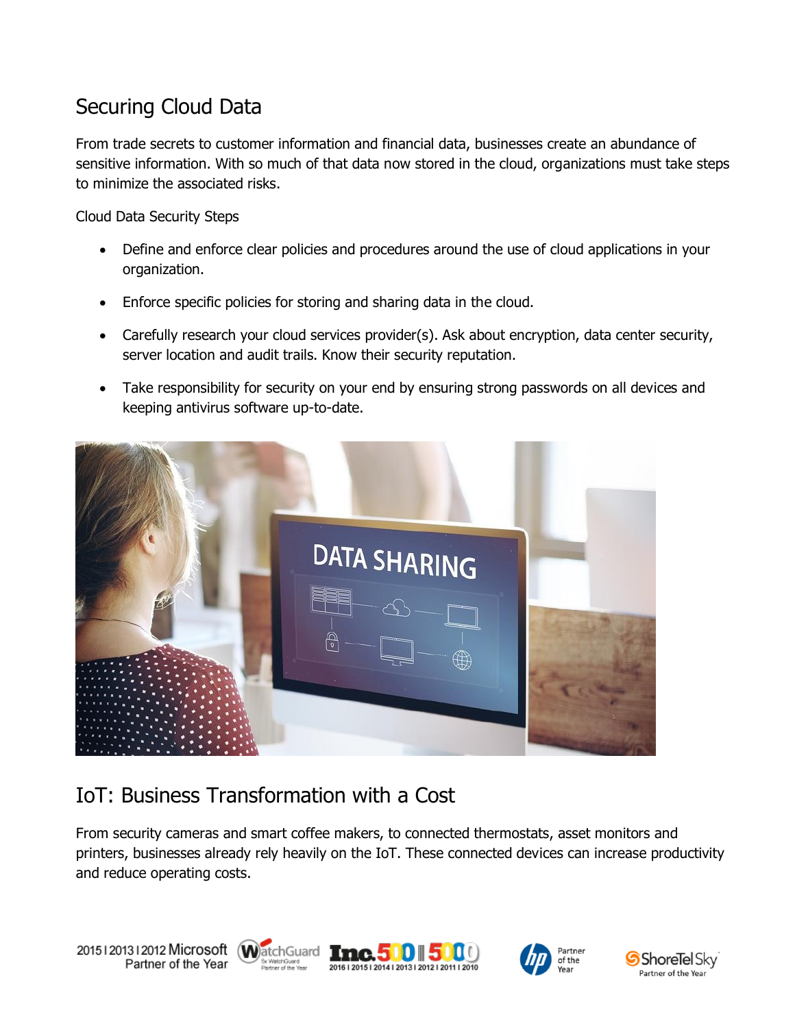## Securing Cloud Data

From trade secrets to customer information and financial data, businesses create an abundance of sensitive information. With so much of that data now stored in the cloud, organizations must take steps to minimize the associated risks.

Cloud Data Security Steps

- Define and enforce clear policies and procedures around the use of cloud applications in your organization.
- Enforce specific policies for storing and sharing data in the cloud.
- Carefully research your cloud services provider(s). Ask about encryption, data center security, server location and audit trails. Know their security reputation.
- Take responsibility for security on your end by ensuring strong passwords on all devices and keeping antivirus software up-to-date.

## IoT: Business Transformation with a Cost

From security cameras and smart coffee makers, to connected thermostats, asset monitors and printers, businesses already rely heavily on the IoT. These connected devices can increase productivity and reduce operating costs.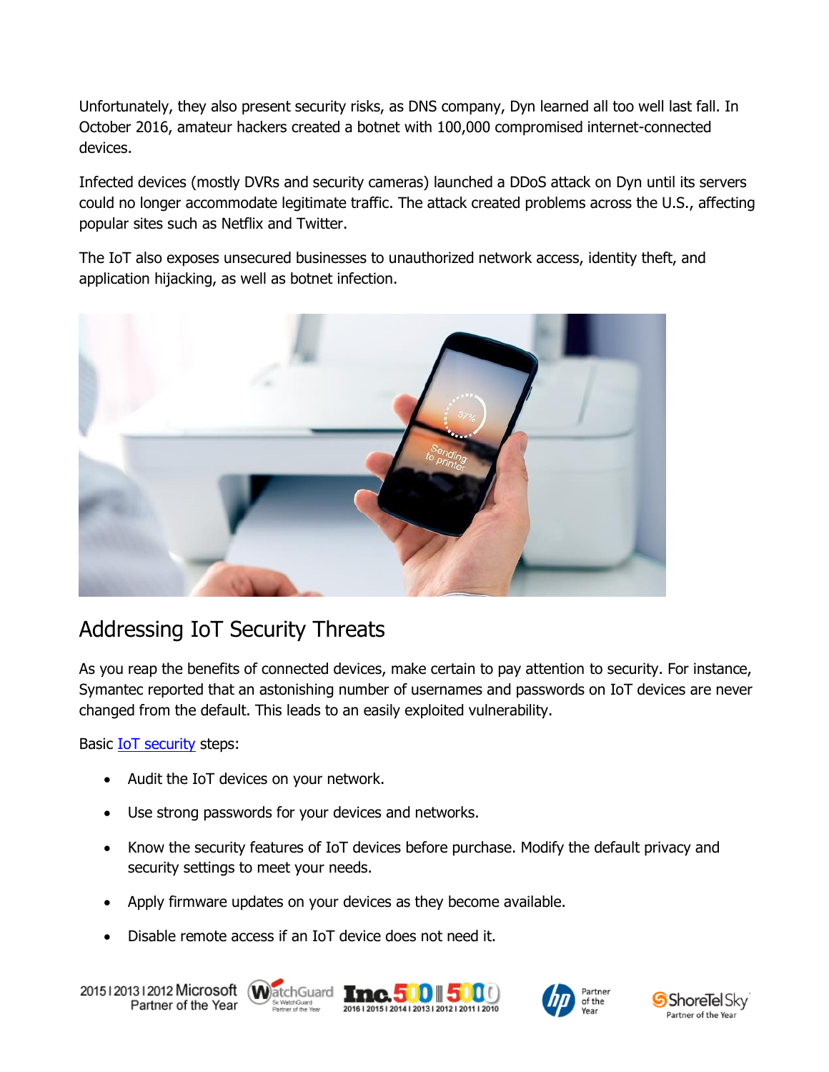Unfortunately, they also present security risks, as DNS company, Dyn learned all too well last fall. In October 2016, amateur hackers created a botnet with 100,000 compromised internet-connected devices.

Infected devices (mostly DVRs and security cameras) launched a DDoS attack on Dyn until its servers could no longer accommodate legitimate traffic. The attack created problems across the U.S., affecting popular sites such as Netflix and Twitter.

The IoT also exposes unsecured businesses to unauthorized network access, identity theft, and application hijacking, as well as botnet infection.

## Addressing IoT Security Threats

As you reap the benefits of connected devices, make certain to pay attention to security. For instance, Symantec reported that an astonishing number of usernames and passwords on IoT devices are never changed from the default. This leads to an easily exploited vulnerability.

Basic IoT security steps:

- Audit the IoT devices on your network.
- Use strong passwords for your devices and networks.
- Know the security features of IoT devices before purchase. Modify the default privacy and security settings to meet your needs.
- Apply firmware updates on your devices as they become available.
- Disable remote access if an IoT device does not need it.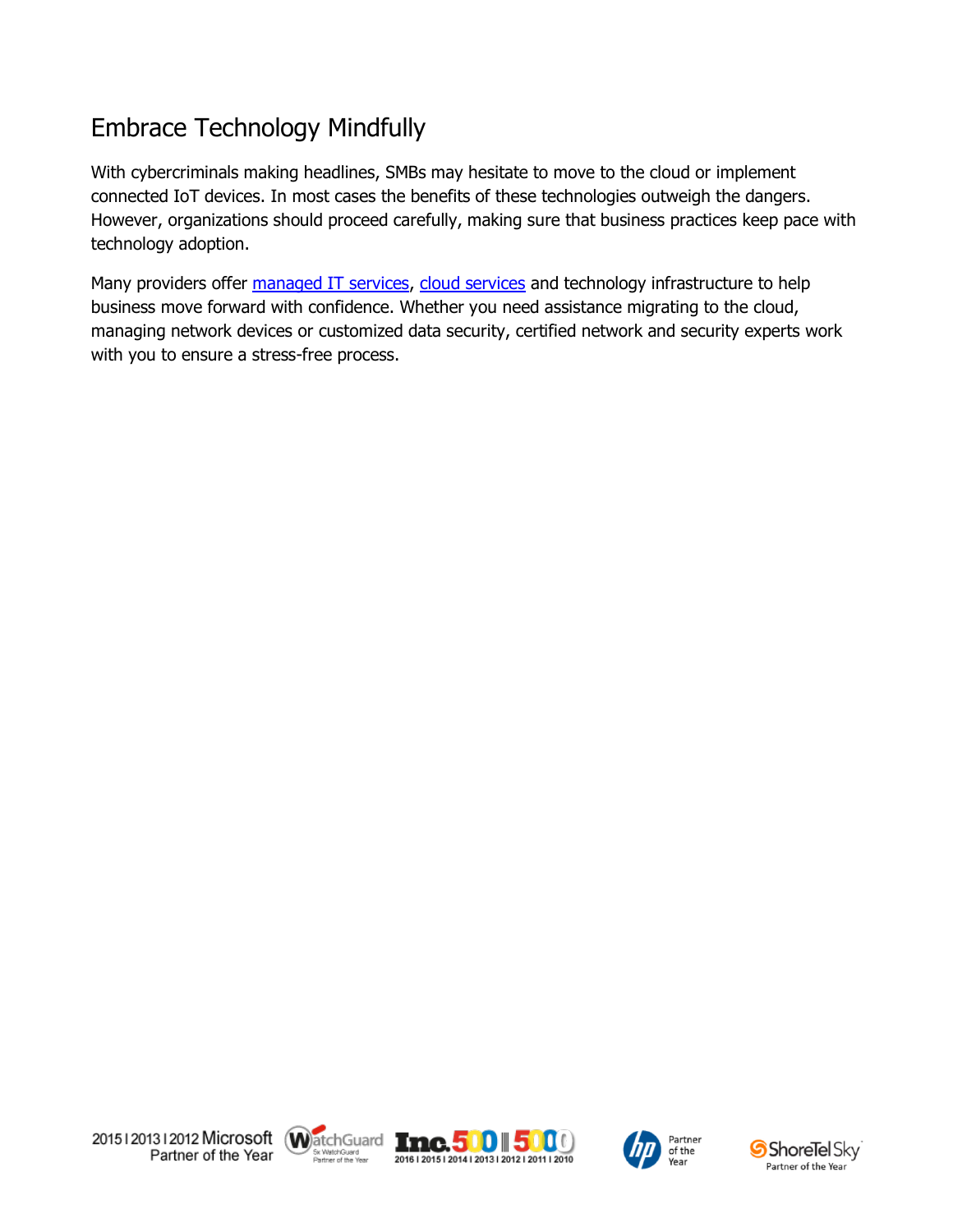## Embrace Technology Mindfully

With cybercriminals making headlines, SMBs may hesitate to move to the cloud or implement connected IoT devices. In most cases the benefits of these technologies outweigh the dangers. However, organizations should proceed carefully, making sure that business practices keep pace with technology adoption.

Many providers offer managed IT services, cloud services and technology infrastructure to help business move forward with confidence. Whether you need assistance migrating to the cloud, managing network devices or customized data security, certified network and security experts work with you to ensure a stress-free process.